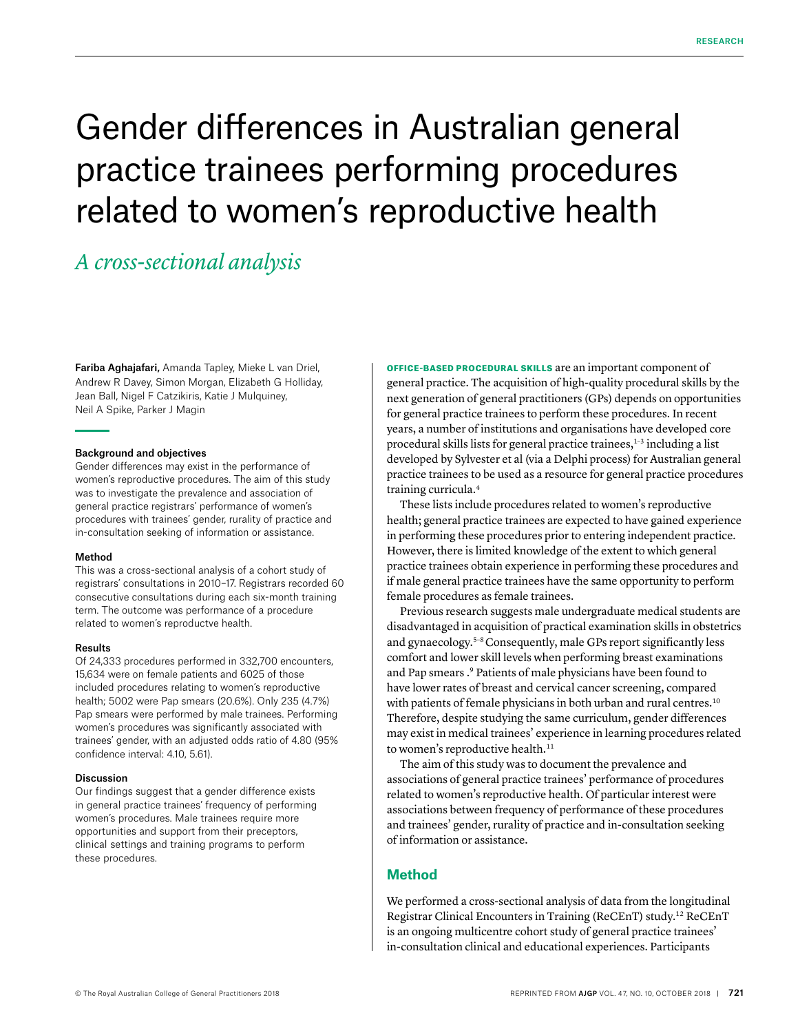# Gender differences in Australian general practice trainees performing procedures related to women's reproductive health

## *A cross-sectional analysis*

**Fariba Aghajafari,** Amanda Tapley, Mieke L van Driel, Andrew R Davey, Simon Morgan, Elizabeth G Holliday, Jean Ball, Nigel F Catzikiris, Katie J Mulquiney, Neil A Spike, Parker J Magin

#### Background and objectives

Gender differences may exist in the performance of women's reproductive procedures. The aim of this study was to investigate the prevalence and association of general practice registrars' performance of women's procedures with trainees' gender, rurality of practice and in-consultation seeking of information or assistance.

#### Method

This was a cross-sectional analysis of a cohort study of registrars' consultations in 2010–17. Registrars recorded 60 consecutive consultations during each six-month training term. The outcome was performance of a procedure related to women's reproductve health.

#### Results

Of 24,333 procedures performed in 332,700 encounters, 15,634 were on female patients and 6025 of those included procedures relating to women's reproductive health; 5002 were Pap smears (20.6%). Only 235 (4.7%) Pap smears were performed by male trainees. Performing women's procedures was significantly associated with trainees' gender, with an adjusted odds ratio of 4.80 (95% confidence interval: 4.10, 5.61).

#### Discussion

Our findings suggest that a gender difference exists in general practice trainees' frequency of performing women's procedures. Male trainees require more opportunities and support from their preceptors, clinical settings and training programs to perform these procedures.

**OFFICE-BASED PROCEDURAL SKILLS** are an important component of general practice. The acquisition of high-quality procedural skills by the next generation of general practitioners (GPs) depends on opportunities for general practice trainees to perform these procedures. In recent years, a number of institutions and organisations have developed core procedural skills lists for general practice trainees,[1–3] including a list developed by Sylvester et al (via a Delphi process) for Australian general practice trainees to be used as a resource for general practice procedures training curricula.[4]

These lists include procedures related to women's reproductive health; general practice trainees are expected to have gained experience in performing these procedures prior to entering independent practice. However, there is limited knowledge of the extent to which general practice trainees obtain experience in performing these procedures and if male general practice trainees have the same opportunity to perform female procedures as female trainees.

Previous research suggests male undergraduate medical students are disadvantaged in acquisition of practical examination skills in obstetrics and gynaecology.[5–8] Consequently, male GPs report significantly less comfort and lower skill levels when performing breast examinations and Pap smears .[9] Patients of male physicians have been found to have lower rates of breast and cervical cancer screening, compared with patients of female physicians in both urban and rural centres.[10] Therefore, despite studying the same curriculum, gender differences may exist in medical trainees' experience in learning procedures related to women's reproductive health.[11]

The aim of this study was to document the prevalence and associations of general practice trainees' performance of procedures related to women's reproductive health. Of particular interest were associations between frequency of performance of these procedures and trainees' gender, rurality of practice and in-consultation seeking of information or assistance.

## Method

We performed a cross-sectional analysis of data from the longitudinal Registrar Clinical Encounters in Training (ReCEnT) study.[12] ReCEnT is an ongoing multicentre cohort study of general practice trainees' in-consultation clinical and educational experiences. Participants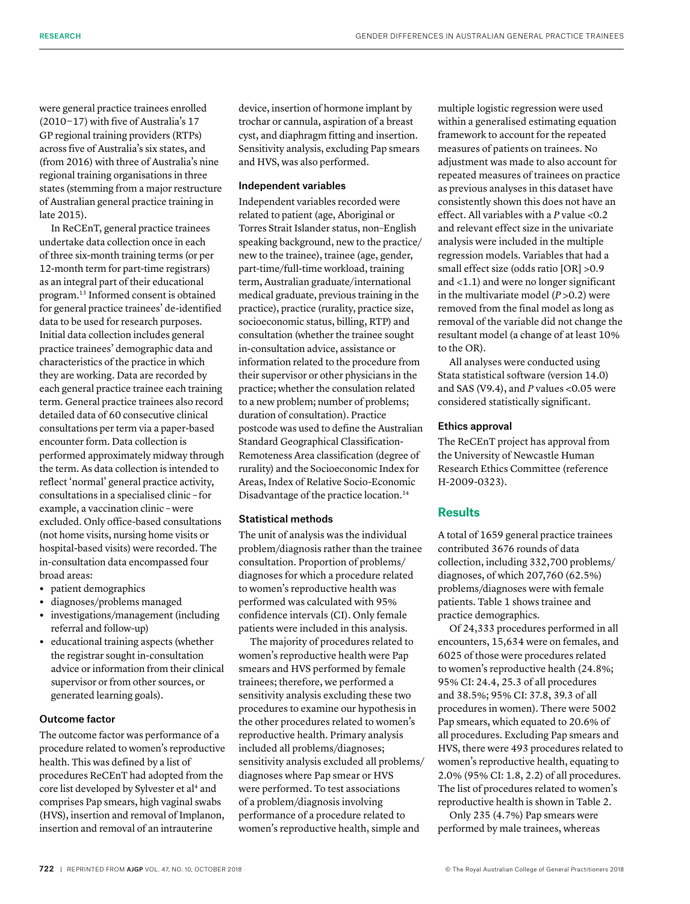were general practice trainees enrolled (2010–17) with five of Australia's 17 GP regional training providers (RTPs) across five of Australia's six states, and (from 2016) with three of Australia's nine regional training organisations in three states (stemming from a major restructure of Australian general practice training in late 2015).

In ReCEnT, general practice trainees undertake data collection once in each of three six-month training terms (or per 12-month term for part-time registrars) as an integral part of their educational program.[13] Informed consent is obtained for general practice trainees' de-identified data to be used for research purposes. Initial data collection includes general practice trainees' demographic data and characteristics of the practice in which they are working. Data are recorded by each general practice trainee each training term. General practice trainees also record detailed data of 60 consecutive clinical consultations per term via a paper-based encounter form. Data collection is performed approximately midway through the term. As data collection is intended to reflect 'normal' general practice activity, consultations in a specialised clinic – for example, a vaccination clinic – were excluded. Only office-based consultations (not home visits, nursing home visits or hospital-based visits) were recorded. The in-consultation data encompassed four broad areas:

- patient demographics
- diagnoses/problems managed
- investigations/management (including referral and follow-up)
- educational training aspects (whether the registrar sought in-consultation advice or information from their clinical supervisor or from other sources, or generated learning goals).

### Outcome factor

The outcome factor was performance of a procedure related to women's reproductive health. This was defined by a list of procedures ReCEnT had adopted from the core list developed by Sylvester et al[4] and comprises Pap smears, high vaginal swabs (HVS), insertion and removal of Implanon, insertion and removal of an intrauterine device, insertion of hormone implant by trochar or cannula, aspiration of a breast cyst, and diaphragm fitting and insertion. Sensitivity analysis, excluding Pap smears and HVS, was also performed.

### Independent variables

Independent variables recorded were related to patient (age, Aboriginal or Torres Strait Islander status, non–English speaking background, new to the practice/new to the trainee), trainee (age, gender, part-time/full-time workload, training term, Australian graduate/international medical graduate, previous training in the practice), practice (rurality, practice size, socioeconomic status, billing, RTP) and consultation (whether the trainee sought in-consultation advice, assistance or information related to the procedure from their supervisor or other physicians in the practice; whether the consulation related to a new problem; number of problems; duration of consultation). Practice postcode was used to define the Australian Standard Geographical Classification-Remoteness Area classification (degree of rurality) and the Socioeconomic Index for Areas, Index of Relative Socio-Economic Disadvantage of the practice location.[14]

### Statistical methods

The unit of analysis was the individual problem/diagnosis rather than the trainee consultation. Proportion of problems/diagnoses for which a procedure related to women's reproductive health was performed was calculated with 95% confidence intervals (CI). Only female patients were included in this analysis.

The majority of procedures related to women's reproductive health were Pap smears and HVS performed by female trainees; therefore, we performed a sensitivity analysis excluding these two procedures to examine our hypothesis in the other procedures related to women's reproductive health. Primary analysis included all problems/diagnoses; sensitivity analysis excluded all problems/diagnoses where Pap smear or HVS were performed. To test associations of a problem/diagnosis involving performance of a procedure related to women's reproductive health, simple and multiple logistic regression were used within a generalised estimating equation framework to account for the repeated measures of patients on trainees. No adjustment was made to also account for repeated measures of trainees on practice as previous analyses in this dataset have consistently shown this does not have an effect. All variables with a *P* value <0.2 and relevant effect size in the univariate analysis were included in the multiple regression models. Variables that had a small effect size (odds ratio [OR] >0.9 and <1.1) and were no longer significant in the multivariate model (*P* >0.2) were removed from the final model as long as removal of the variable did not change the resultant model (a change of at least 10% to the OR).

All analyses were conducted using Stata statistical software (version 14.0) and SAS (V9.4), and *P* values <0.05 were considered statistically significant.

### Ethics approval

The ReCEnT project has approval from the University of Newcastle Human Research Ethics Committee (reference H-2009-0323).

## Results

A total of 1659 general practice trainees contributed 3676 rounds of data collection, including 332,700 problems/diagnoses, of which 207,760 (62.5%) problems/diagnoses were with female patients. Table 1 shows trainee and practice demographics.

Of 24,333 procedures performed in all encounters, 15,634 were on females, and 6025 of those were procedures related to women's reproductive health (24.8%; 95% CI: 24.4, 25.3 of all procedures and 38.5%; 95% CI: 37.8, 39.3 of all procedures in women). There were 5002 Pap smears, which equated to 20.6% of all procedures. Excluding Pap smears and HVS, there were 493 procedures related to women's reproductive health, equating to 2.0% (95% CI: 1.8, 2.2) of all procedures. The list of procedures related to women's reproductive health is shown in Table 2.

Only 235 (4.7%) Pap smears were performed by male trainees, whereas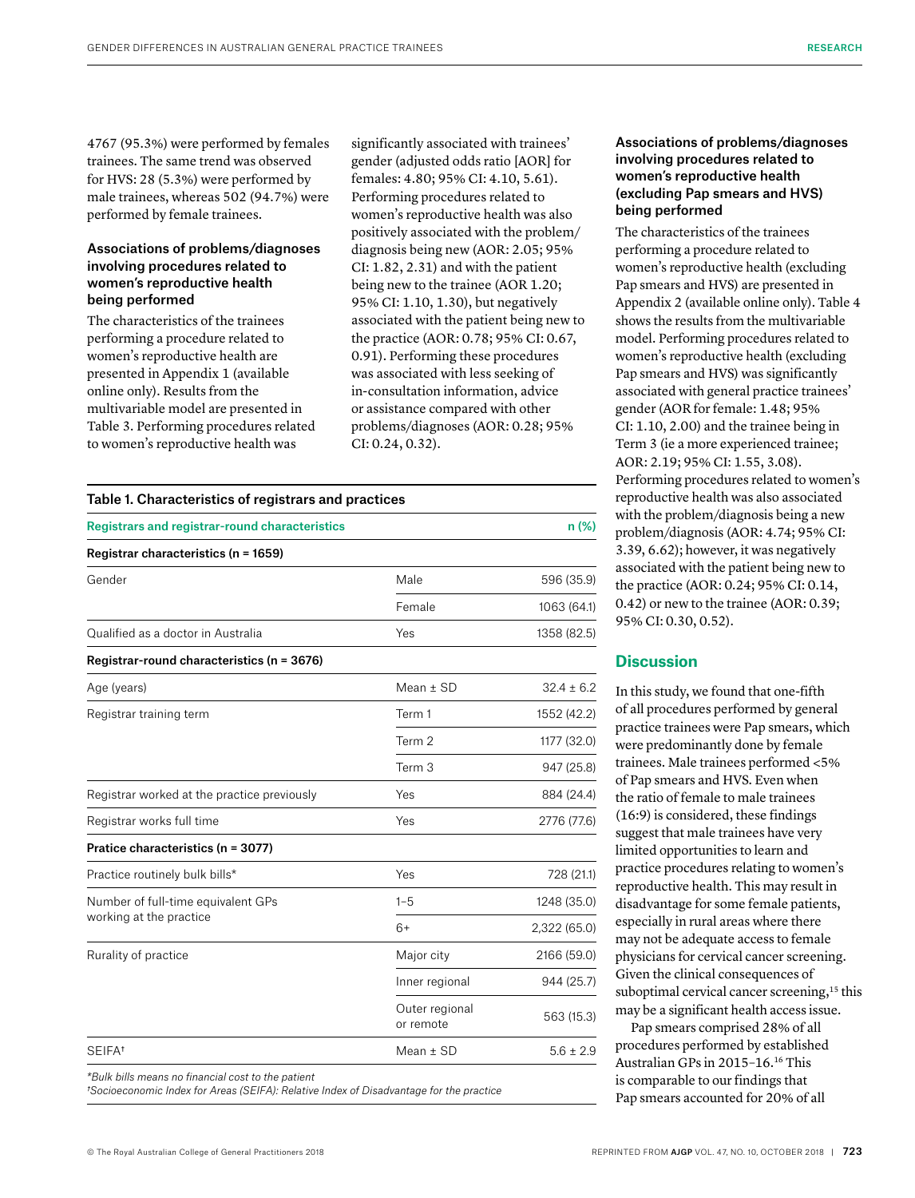4767 (95.3%) were performed by females trainees. The same trend was observed for HVS: 28 (5.3%) were performed by male trainees, whereas 502 (94.7%) were performed by female trainees.

### Associations of problems/diagnoses involving procedures related to women's reproductive health being performed

The characteristics of the trainees performing a procedure related to women's reproductive health are presented in Appendix 1 (available online only). Results from the multivariable model are presented in Table 3. Performing procedures related to women's reproductive health was significantly associated with trainees' gender (adjusted odds ratio [AOR] for females: 4.80; 95% CI: 4.10, 5.61). Performing procedures related to women's reproductive health was also positively associated with the problem/diagnosis being new (AOR: 2.05; 95% CI: 1.82, 2.31) and with the patient being new to the trainee (AOR 1.20; 95% CI: 1.10, 1.30), but negatively associated with the patient being new to the practice (AOR: 0.78; 95% CI: 0.67, 0.91). Performing these procedures was associated with less seeking of in-consultation information, advice or assistance compared with other problems/diagnoses (AOR: 0.28; 95% CI: 0.24, 0.32).

**Table 1. Characteristics of registrars and practices**

| Registrars and registrar-round characteristics | | n (%) |
|---|---|---|
| **Registrar characteristics (n = 1659)** | | |
| Gender | Male | 596 (35.9) |
| | Female | 1063 (64.1) |
| Qualified as a doctor in Australia | Yes | 1358 (82.5) |
| **Registrar-round characteristics (n = 3676)** | | |
| Age (years) | Mean ± SD | 32.4 ± 6.2 |
| Registrar training term | Term 1 | 1552 (42.2) |
| | Term 2 | 1177 (32.0) |
| | Term 3 | 947 (25.8) |
| Registrar worked at the practice previously | Yes | 884 (24.4) |
| Registrar works full time | Yes | 2776 (77.6) |
| **Pratice characteristics (n = 3077)** | | |
| Practice routinely bulk bills* | Yes | 728 (21.1) |
| Number of full-time equivalent GPs working at the practice | 1–5 | 1248 (35.0) |
| | 6+ | 2,322 (65.0) |
| Rurality of practice | Major city | 2166 (59.0) |
| | Inner regional | 944 (25.7) |
| | Outer regional or remote | 563 (15.3) |
| SEIFA† | Mean ± SD | 5.6 ± 2.9 |

*\*Bulk bills means no financial cost to the patient*
*†Socioeconomic Index for Areas (SEIFA): Relative Index of Disadvantage for the practice*

### Associations of problems/diagnoses involving procedures related to women's reproductive health (excluding Pap smears and HVS) being performed

The characteristics of the trainees performing a procedure related to women's reproductive health (excluding Pap smears and HVS) are presented in Appendix 2 (available online only). Table 4 shows the results from the multivariable model. Performing procedures related to women's reproductive health (excluding Pap smears and HVS) was significantly associated with general practice trainees' gender (AOR for female: 1.48; 95% CI: 1.10, 2.00) and the trainee being in Term 3 (ie a more experienced trainee; AOR: 2.19; 95% CI: 1.55, 3.08). Performing procedures related to women's reproductive health was also associated with the problem/diagnosis being a new problem/diagnosis (AOR: 4.74; 95% CI: 3.39, 6.62); however, it was negatively associated with the patient being new to the practice (AOR: 0.24; 95% CI: 0.14, 0.42) or new to the trainee (AOR: 0.39; 95% CI: 0.30, 0.52).

## Discussion

In this study, we found that one-fifth of all procedures performed by general practice trainees were Pap smears, which were predominantly done by female trainees. Male trainees performed <5% of Pap smears and HVS. Even when the ratio of female to male trainees (16:9) is considered, these findings suggest that male trainees have very limited opportunities to learn and practice procedures relating to women's reproductive health. This may result in disadvantage for some female patients, especially in rural areas where there may not be adequate access to female physicians for cervical cancer screening. Given the clinical consequences of suboptimal cervical cancer screening,[15] this may be a significant health access issue.

Pap smears comprised 28% of all procedures performed by established Australian GPs in 2015–16.[16] This is comparable to our findings that Pap smears accounted for 20% of all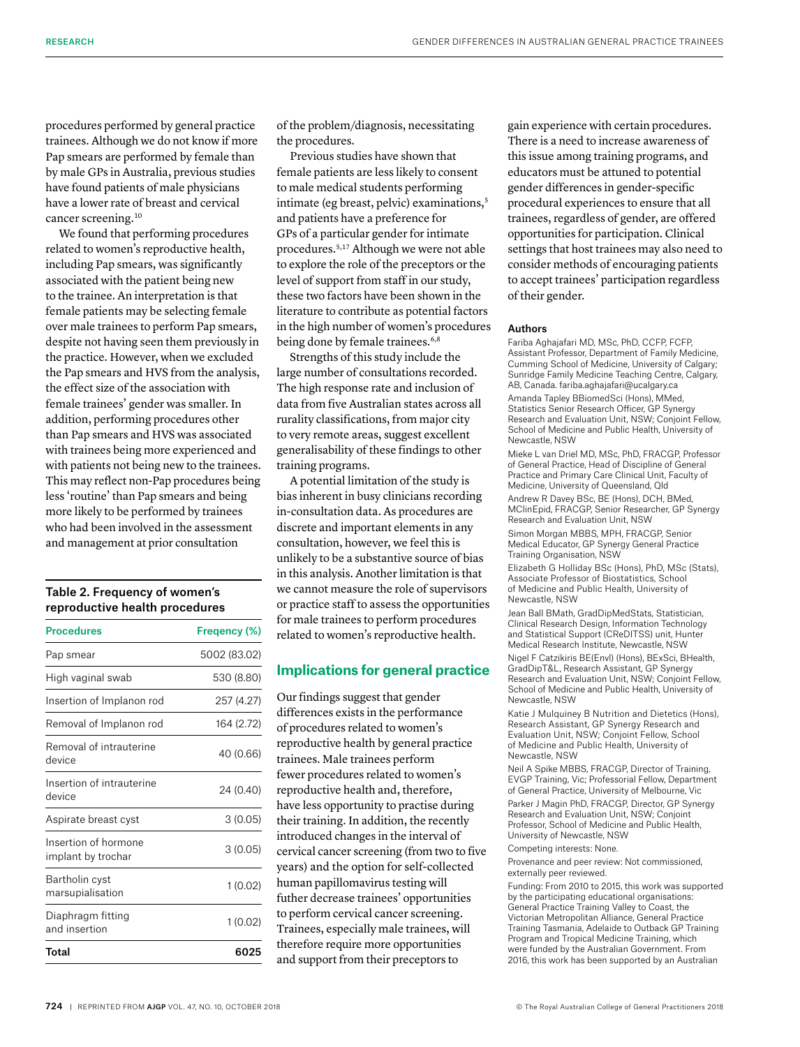procedures performed by general practice trainees. Although we do not know if more Pap smears are performed by female than by male GPs in Australia, previous studies have found patients of male physicians have a lower rate of breast and cervical cancer screening.[10]

We found that performing procedures related to women's reproductive health, including Pap smears, was significantly associated with the patient being new to the trainee. An interpretation is that female patients may be selecting female over male trainees to perform Pap smears, despite not having seen them previously in the practice. However, when we excluded the Pap smears and HVS from the analysis, the effect size of the association with female trainees' gender was smaller. In addition, performing procedures other than Pap smears and HVS was associated with trainees being more experienced and with patients not being new to the trainees. This may reflect non-Pap procedures being less 'routine' than Pap smears and being more likely to be performed by trainees who had been involved in the assessment and management at prior consultation of the problem/diagnosis, necessitating the procedures.

**Table 2. Frequency of women's reproductive health procedures**

| Procedures | Freqency (%) |
|---|---|
| Pap smear | 5002 (83.02) |
| High vaginal swab | 530 (8.80) |
| Insertion of Implanon rod | 257 (4.27) |
| Removal of Implanon rod | 164 (2.72) |
| Removal of intrauterine device | 40 (0.66) |
| Insertion of intrauterine device | 24 (0.40) |
| Aspirate breast cyst | 3 (0.05) |
| Insertion of hormone implant by trochar | 3 (0.05) |
| Bartholin cyst marsupialisation | 1 (0.02) |
| Diaphragm fitting and insertion | 1 (0.02) |
| **Total** | **6025** |

Previous studies have shown that female patients are less likely to consent to male medical students performing intimate (eg breast, pelvic) examinations,[5] and patients have a preference for GPs of a particular gender for intimate procedures.[5,17] Although we were not able to explore the role of the preceptors or the level of support from staff in our study, these two factors have been shown in the literature to contribute as potential factors in the high number of women's procedures being done by female trainees.[6,8]

Strengths of this study include the large number of consultations recorded. The high response rate and inclusion of data from five Australian states across all rurality classifications, from major city to very remote areas, suggest excellent generalisability of these findings to other training programs.

A potential limitation of the study is bias inherent in busy clinicians recording in-consultation data. As procedures are discrete and important elements in any consultation, however, we feel this is unlikely to be a substantive source of bias in this analysis. Another limitation is that we cannot measure the role of supervisors or practice staff to assess the opportunities for male trainees to perform procedures related to women's reproductive health.

## Implications for general practice

Our findings suggest that gender differences exists in the performance of procedures related to women's reproductive health by general practice trainees. Male trainees perform fewer procedures related to women's reproductive health and, therefore, have less opportunity to practise during their training. In addition, the recently introduced changes in the interval of cervical cancer screening (from two to five years) and the option for self-collected human papillomavirus testing will futher decrease trainees' opportunities to perform cervical cancer screening. Trainees, especially male trainees, will therefore require more opportunities and support from their preceptors to gain experience with certain procedures. There is a need to increase awareness of this issue among training programs, and educators must be attuned to potential gender differences in gender-specific procedural experiences to ensure that all trainees, regardless of gender, are offered opportunities for participation. Clinical settings that host trainees may also need to consider methods of encouraging patients to accept trainees' participation regardless of their gender.

### Authors

Fariba Aghajafari MD, MSc, PhD, CCFP, FCFP, Assistant Professor, Department of Family Medicine, Cumming School of Medicine, University of Calgary; Sunridge Family Medicine Teaching Centre, Calgary, AB, Canada. fariba.aghajafari@ucalgary.ca

Amanda Tapley BBiomedSci (Hons), MMed, Statistics Senior Research Officer, GP Synergy Research and Evaluation Unit, NSW; Conjoint Fellow, School of Medicine and Public Health, University of Newcastle, NSW

Mieke L van Driel MD, MSc, PhD, FRACGP, Professor of General Practice, Head of Discipline of General Practice and Primary Care Clinical Unit, Faculty of Medicine, University of Queensland, Qld

Andrew R Davey BSc, BE (Hons), DCH, BMed, MClinEpid, FRACGP, Senior Researcher, GP Synergy Research and Evaluation Unit, NSW

Simon Morgan MBBS, MPH, FRACGP, Senior Medical Educator, GP Synergy General Practice Training Organisation, NSW

Elizabeth G Holliday BSc (Hons), PhD, MSc (Stats), Associate Professor of Biostatistics, School of Medicine and Public Health, University of Newcastle, NSW

Jean Ball BMath, GradDipMedStats, Statistician, Clinical Research Design, Information Technology and Statistical Support (CReDITSS) unit, Hunter Medical Research Institute, Newcastle, NSW

Nigel F Catzikiris BE(Envl) (Hons), BExSci, BHealth, GradDipT&L, Research Assistant, GP Synergy Research and Evaluation Unit, NSW; Conjoint Fellow, School of Medicine and Public Health, University of Newcastle, NSW

Katie J Mulquiney B Nutrition and Dietetics (Hons), Research Assistant, GP Synergy Research and Evaluation Unit, NSW; Conjoint Fellow, School of Medicine and Public Health, University of Newcastle, NSW

Neil A Spike MBBS, FRACGP, Director of Training, EVGP Training, Vic; Professorial Fellow, Department of General Practice, University of Melbourne, Vic

Parker J Magin PhD, FRACGP, Director, GP Synergy Research and Evaluation Unit, NSW; Conjoint Professor, School of Medicine and Public Health, University of Newcastle, NSW

Competing interests: None.

Provenance and peer review: Not commissioned, externally peer reviewed.

Funding: From 2010 to 2015, this work was supported by the participating educational organisations: General Practice Training Valley to Coast, the Victorian Metropolitan Alliance, General Practice Training Tasmania, Adelaide to Outback GP Training Program and Tropical Medicine Training, which were funded by the Australian Government. From 2016, this work has been supported by an Australian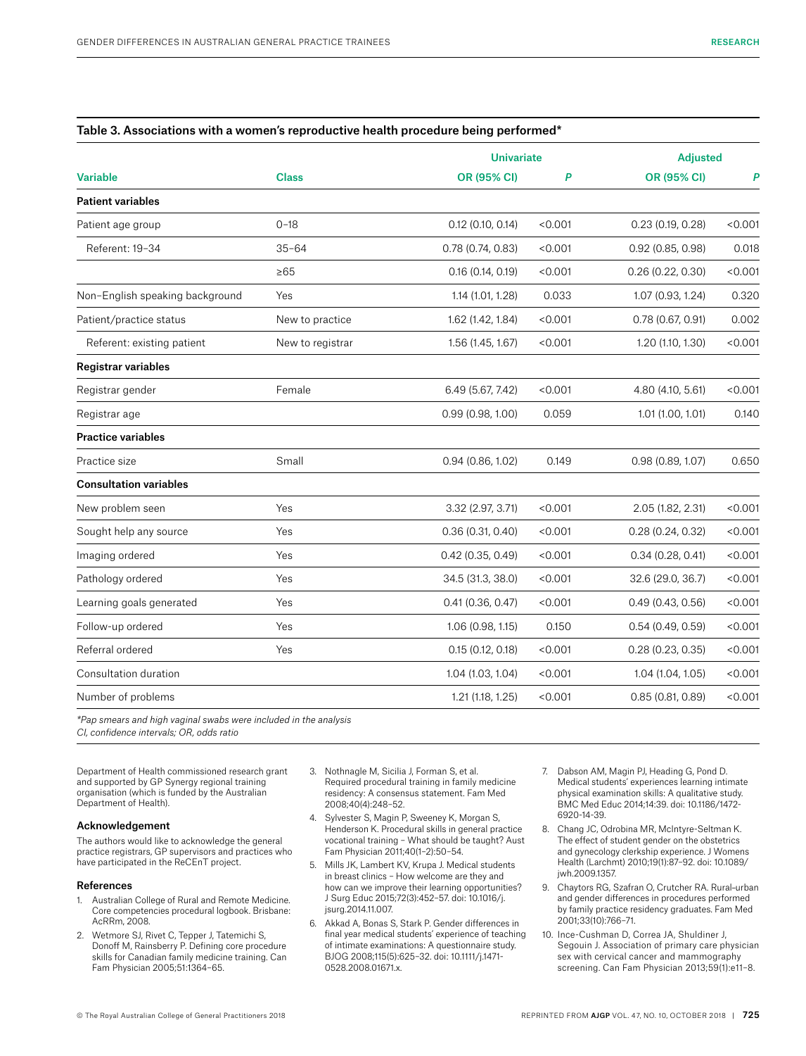**Table 3. Associations with a women's reproductive health procedure being performed***

| | | Univariate | | Adjusted | |
|---|---|---|---|---|---|
| **Variable** | **Class** | **OR (95% CI)** | ***P*** | **OR (95% CI)** | ***P*** |
| **Patient variables** | | | | | |
| Patient age group | 0–18 | 0.12 (0.10, 0.14) | <0.001 | 0.23 (0.19, 0.28) | <0.001 |
| Referent: 19–34 | 35–64 | 0.78 (0.74, 0.83) | <0.001 | 0.92 (0.85, 0.98) | 0.018 |
| | ≥65 | 0.16 (0.14, 0.19) | <0.001 | 0.26 (0.22, 0.30) | <0.001 |
| Non-English speaking background | Yes | 1.14 (1.01, 1.28) | 0.033 | 1.07 (0.93, 1.24) | 0.320 |
| Patient/practice status | New to practice | 1.62 (1.42, 1.84) | <0.001 | 0.78 (0.67, 0.91) | 0.002 |
| Referent: existing patient | New to registrar | 1.56 (1.45, 1.67) | <0.001 | 1.20 (1.10, 1.30) | <0.001 |
| **Registrar variables** | | | | | |
| Registrar gender | Female | 6.49 (5.67, 7.42) | <0.001 | 4.80 (4.10, 5.61) | <0.001 |
| Registrar age | | 0.99 (0.98, 1.00) | 0.059 | 1.01 (1.00, 1.01) | 0.140 |
| **Practice variables** | | | | | |
| Practice size | Small | 0.94 (0.86, 1.02) | 0.149 | 0.98 (0.89, 1.07) | 0.650 |
| **Consultation variables** | | | | | |
| New problem seen | Yes | 3.32 (2.97, 3.71) | <0.001 | 2.05 (1.82, 2.31) | <0.001 |
| Sought help any source | Yes | 0.36 (0.31, 0.40) | <0.001 | 0.28 (0.24, 0.32) | <0.001 |
| Imaging ordered | Yes | 0.42 (0.35, 0.49) | <0.001 | 0.34 (0.28, 0.41) | <0.001 |
| Pathology ordered | Yes | 34.5 (31.3, 38.0) | <0.001 | 32.6 (29.0, 36.7) | <0.001 |
| Learning goals generated | Yes | 0.41 (0.36, 0.47) | <0.001 | 0.49 (0.43, 0.56) | <0.001 |
| Follow-up ordered | Yes | 1.06 (0.98, 1.15) | 0.150 | 0.54 (0.49, 0.59) | <0.001 |
| Referral ordered | Yes | 0.15 (0.12, 0.18) | <0.001 | 0.28 (0.23, 0.35) | <0.001 |
| Consultation duration | | 1.04 (1.03, 1.04) | <0.001 | 1.04 (1.04, 1.05) | <0.001 |
| Number of problems | | 1.21 (1.18, 1.25) | <0.001 | 0.85 (0.81, 0.89) | <0.001 |

*\*Pap smears and high vaginal swabs were included in the analysis*
*CI, confidence intervals; OR, odds ratio*

Department of Health commissioned research grant and supported by GP Synergy regional training organisation (which is funded by the Australian Department of Health).

### Acknowledgement

The authors would like to acknowledge the general practice registrars, GP supervisors and practices who have participated in the ReCEnT project.

### References

1. Australian College of Rural and Remote Medicine. Core competencies procedural logbook. Brisbane: AcRRm, 2008.
2. Wetmore SJ, Rivet C, Tepper J, Tatemichi S, Donoff M, Rainsberry P. Defining core procedure skills for Canadian family medicine training. Can Fam Physician 2005;51:1364–65.
3. Nothnagle M, Sicilia J, Forman S, et al. Required procedural training in family medicine residency: A consensus statement. Fam Med 2008;40(4):248–52.
4. Sylvester S, Magin P, Sweeney K, Morgan S, Henderson K. Procedural skills in general practice vocational training – What should be taught? Aust Fam Physician 2011;40(1–2):50–54.
5. Mills JK, Lambert KV, Krupa J. Medical students in breast clinics – How welcome are they and how can we improve their learning opportunities? J Surg Educ 2015;72(3):452–57. doi: 10.1016/j.jsurg.2014.11.007.
6. Akkad A, Bonas S, Stark P. Gender differences in final year medical students' experience of teaching of intimate examinations: A questionnaire study. BJOG 2008;115(5):625–32. doi: 10.1111/j.1471-0528.2008.01671.x.
7. Dabson AM, Magin PJ, Heading G, Pond D. Medical students' experiences learning intimate physical examination skills: A qualitative study. BMC Med Educ 2014;14:39. doi: 10.1186/1472-6920-14-39.
8. Chang JC, Odrobina MR, McIntyre-Seltman K. The effect of student gender on the obstetrics and gynecology clerkship experience. J Womens Health (Larchmt) 2010;19(1):87–92. doi: 10.1089/jwh.2009.1357.
9. Chaytors RG, Szafran O, Crutcher RA. Rural–urban and gender differences in procedures performed by family practice residency graduates. Fam Med 2001;33(10):766–71.
10. Ince-Cushman D, Correa JA, Shuldiner J, Segouin J. Association of primary care physician sex with cervical cancer and mammography screening. Can Fam Physician 2013;59(1):e11–8.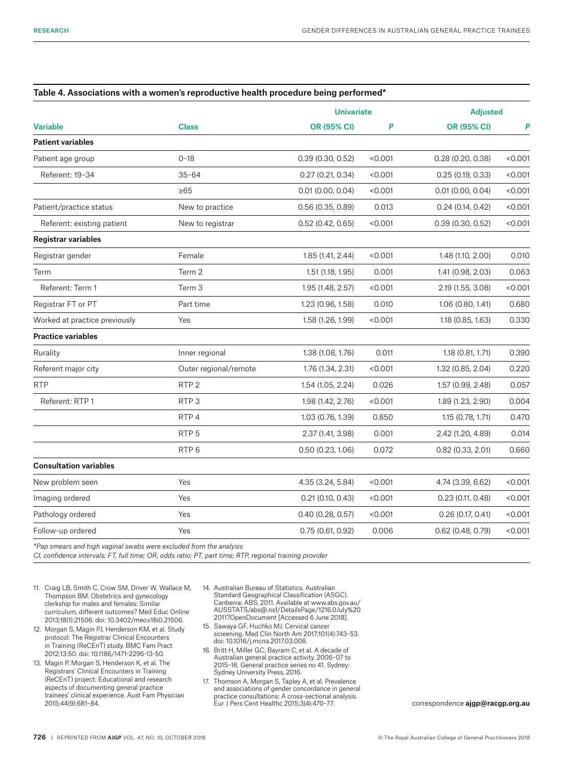**Table 4. Associations with a women's reproductive health procedure being performed***

| | | Univariate | | Adjusted | |
|---|---|---|---|---|---|
| **Variable** | **Class** | **OR (95% CI)** | ***P*** | **OR (95% CI)** | ***P*** |
| **Patient variables** | | | | | |
| Patient age group | 0–18 | 0.39 (0.30, 0.52) | <0.001 | 0.28 (0.20, 0.38) | <0.001 |
| Referent: 19–34 | 35–64 | 0.27 (0.21, 0.34) | <0.001 | 0.25 (0.19, 0.33) | <0.001 |
| | ≥65 | 0.01 (0.00, 0.04) | <0.001 | 0.01 (0.00, 0.04) | <0.001 |
| Patient/practice status | New to practice | 0.56 (0.35, 0.89) | 0.013 | 0.24 (0.14, 0.42) | <0.001 |
| Referent: existing patient | New to registrar | 0.52 (0.42, 0.65) | <0.001 | 0.39 (0.30, 0.52) | <0.001 |
| **Registrar variables** | | | | | |
| Registrar gender | Female | 1.85 (1.41, 2.44) | <0.001 | 1.48 (1.10, 2.00) | 0.010 |
| Term | Term 2 | 1.51 (1.18, 1.95) | 0.001 | 1.41 (0.98, 2.03) | 0.063 |
| Referent: Term 1 | Term 3 | 1.95 (1.48, 2.57) | <0.001 | 2.19 (1.55, 3.08) | <0.001 |
| Registrar FT or PT | Part time | 1.23 (0.96, 1.58) | 0.010 | 1.06 (0.80, 1.41) | 0.680 |
| Worked at practice previously | Yes | 1.58 (1.26, 1.99) | <0.001 | 1.18 (0.85, 1.63) | 0.330 |
| **Practice variables** | | | | | |
| Rurality | Inner regional | 1.38 (1.08, 1.76) | 0.011 | 1.18 (0.81, 1.71) | 0.390 |
| Referent major city | Outer regional/remote | 1.76 (1.34, 2.31) | <0.001 | 1.32 (0.85, 2.04) | 0.220 |
| RTP | RTP 2 | 1.54 (1.05, 2.24) | 0.026 | 1.57 (0.99, 2.48) | 0.057 |
| Referent: RTP 1 | RTP 3 | 1.98 (1.42, 2.76) | <0.001 | 1.89 (1.23, 2.90) | 0.004 |
| | RTP 4 | 1.03 (0.76, 1.39) | 0.850 | 1.15 (0.78, 1.71) | 0.470 |
| | RTP 5 | 2.37 (1.41, 3.98) | 0.001 | 2.42 (1.20, 4.89) | 0.014 |
| | RTP 6 | 0.50 (0.23, 1.06) | 0.072 | 0.82 (0.33, 2.01) | 0.660 |
| **Consultation variables** | | | | | |
| New problem seen | Yes | 4.35 (3.24, 5.84) | <0.001 | 4.74 (3.39, 6.62) | <0.001 |
| Imaging ordered | Yes | 0.21 (0.10, 0.43) | <0.001 | 0.23 (0.11, 0.48) | <0.001 |
| Pathology ordered | Yes | 0.40 (0.28, 0.57) | <0.001 | 0.26 (0.17, 0.41) | <0.001 |
| Follow-up ordered | Yes | 0.75 (0.61, 0.92) | 0.006 | 0.62 (0.48, 0.79) | <0.001 |

*\*Pap smears and high vaginal swabs were excluded from the analysis*
*CI, confidence intervals; FT, full time; OR, odds ratio; PT, part time; RTP, regional training provider*

11. Craig LB, Smith C, Crow SM, Driver W, Wallace M, Thompson BM. Obstetrics and gynecology clerkship for males and females: Similar curriculum, different outcomes? Med Educ Online 2013;18(1):21506. doi: 10.3402/meo.v18i0.21506.
12. Morgan S, Magin PJ, Henderson KM, et al. Study protocol: The Registrar Clinical Encounters in Training (ReCEnT) study. BMC Fam Pract 2012;13:50. doi: 10.1186/1471-2296-13-50.
13. Magin P, Morgan S, Henderson K, et al. The Registrars' Clinical Encounters in Training (ReCEnT) project: Educational and research aspects of documenting general practice trainees' clinical experience. Aust Fam Physician 2015;44(9):681–84.
14. Australian Bureau of Statistics. Australian Standard Geographical Classification (ASGC). Canberra: ABS, 2011. Available at www.abs.gov.au/AUSSTATS/abs@.nsf/DetailsPage/1216.0July%202011?OpenDocument [Accessed 6 June 2018].
15. Sawaya GF, Huchko MJ. Cervical cancer screening. Med Clin North Am 2017;101(4):743–53. doi: 10.1016/j.mcna.2017.03.006.
16. Britt H, Miller GC, Bayram C, et al. A decade of Australian general practice activity. 2006–07 to 2015–16. General practice series no 41. Sydney: Sydney University Press, 2016.
17. Thomson A, Morgan S, Tapley A, et al. Prevalence and associations of gender concordance in general practice consultations: A cross-sectional analysis. Eur J Pers Cent Healthc 2015;3(4):470–77.

correspondence **ajgp@racgp.org.au**